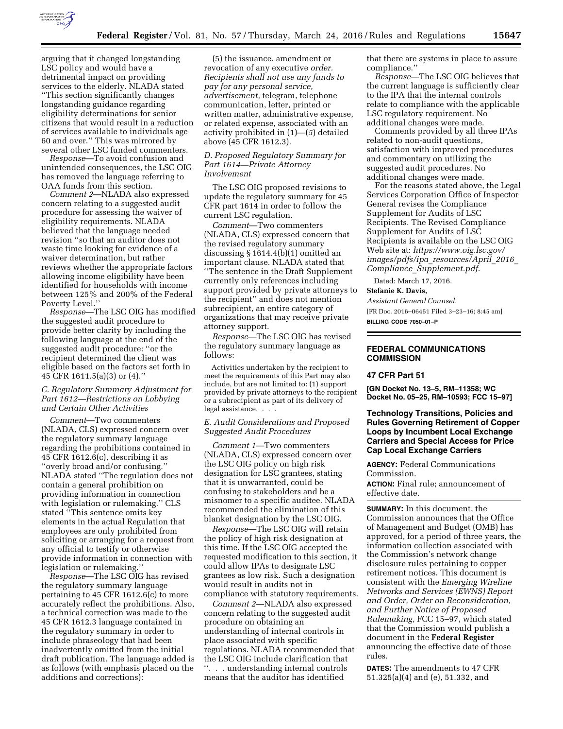arguing that it changed longstanding LSC policy and would have a detrimental impact on providing services to the elderly. NLADA stated ''This section significantly changes longstanding guidance regarding eligibility determinations for senior citizens that would result in a reduction of services available to individuals age 60 and over.'' This was mirrored by several other LSC funded commenters.

*Response*—To avoid confusion and unintended consequences, the LSC OIG has removed the language referring to OAA funds from this section.

*Comment 2*—NLADA also expressed concern relating to a suggested audit procedure for assessing the waiver of eligibility requirements. NLADA believed that the language needed revision ''so that an auditor does not waste time looking for evidence of a waiver determination, but rather reviews whether the appropriate factors allowing income eligibility have been identified for households with income between 125% and 200% of the Federal Poverty Level.''

*Response*—The LSC OIG has modified the suggested audit procedure to provide better clarity by including the following language at the end of the suggested audit procedure: ''or the recipient determined the client was eligible based on the factors set forth in 45 CFR 1611.5(a)(3) or (4).''

### *C. Regulatory Summary Adjustment for Part 1612—Restrictions on Lobbying and Certain Other Activities*

*Comment*—Two commenters (NLADA, CLS) expressed concern over the regulatory summary language regarding the prohibitions contained in 45 CFR 1612.6(c), describing it as ''overly broad and/or confusing.'' NLADA stated ''The regulation does not contain a general prohibition on providing information in connection with legislation or rulemaking.'' CLS stated ''This sentence omits key elements in the actual Regulation that employees are only prohibited from soliciting or arranging for a request from any official to testify or otherwise provide information in connection with legislation or rulemaking.''

*Response*—The LSC OIG has revised the regulatory summary language pertaining to 45 CFR 1612.6(c) to more accurately reflect the prohibitions. Also, a technical correction was made to the 45 CFR 1612.3 language contained in the regulatory summary in order to include phraseology that had been inadvertently omitted from the initial draft publication. The language added is as follows (with emphasis placed on the additions and corrections):

(5) the issuance, amendment or revocation of any executive *order. Recipients shall not use any funds to pay for any personal service, advertisement,* telegram, telephone communication, letter, printed or written matter, administrative expense, or related expense, associated with an activity prohibited in (1)—(*5*) detailed above (45 CFR 1612.3).

### *D. Proposed Regulatory Summary for Part 1614—Private Attorney Involvement*

The LSC OIG proposed revisions to update the regulatory summary for 45 CFR part 1614 in order to follow the current LSC regulation.

*Comment*—Two commenters (NLADA, CLS) expressed concern that the revised regulatory summary discussing § 1614.4(b)(1) omitted an important clause. NLADA stated that ''The sentence in the Draft Supplement currently only references including support provided by private attorneys to the recipient'' and does not mention subrecipient, an entire category of organizations that may receive private attorney support.

*Response*—The LSC OIG has revised the regulatory summary language as follows:

> Activities undertaken by the recipient to meet the requirements of this Part may also include, but are not limited to: (1) support provided by private attorneys to the recipient or a subrecipient as part of its delivery of legal assistance. . . .

### *E. Audit Considerations and Proposed Suggested Audit Procedures*

*Comment 1*—Two commenters (NLADA, CLS) expressed concern over the LSC OIG policy on high risk designation for LSC grantees, stating that it is unwarranted, could be confusing to stakeholders and be a misnomer to a specific auditee. NLADA recommended the elimination of this blanket designation by the LSC OIG.

*Response*—The LSC OIG will retain the policy of high risk designation at this time. If the LSC OIG accepted the requested modification to this section, it could allow IPAs to designate LSC grantees as low risk. Such a designation would result in audits not in compliance with statutory requirements.

*Comment 2*—NLADA also expressed concern relating to the suggested audit procedure on obtaining an understanding of internal controls in place associated with specific regulations. NLADA recommended that the LSC OIG include clarification that ''. . . understanding internal controls means that the auditor has identified that there are systems in place to assure compliance.''

*Response*—The LSC OIG believes that the current language is sufficiently clear to the IPA that the internal controls relate to compliance with the applicable LSC regulatory requirement. No additional changes were made.

Comments provided by all three IPAs related to non-audit questions, satisfaction with improved procedures and commentary on utilizing the suggested audit procedures. No additional changes were made.

For the reasons stated above, the Legal Services Corporation Office of Inspector General revises the Compliance Supplement for Audits of LSC Recipients. The Revised Compliance Supplement for Audits of LSC Recipients is available on the LSC OIG Web site at: *https://www.oig.lsc.gov/images/pdfs/ipa_resources/April_2016_Compliance_Supplement.pdf.*

Dated: March 17, 2016.

**Stefanie K. Davis,**

*Assistant General Counsel.*

[FR Doc. 2016–06451 Filed 3–23–16; 8:45 am]

**BILLING CODE 7050–01–P**

## FEDERAL COMMUNICATIONS COMMISSION

### 47 CFR Part 51

**[GN Docket No. 13–5, RM–11358; WC Docket No. 05–25, RM–10593; FCC 15–97]**

### Technology Transitions, Policies and Rules Governing Retirement of Copper Loops by Incumbent Local Exchange Carriers and Special Access for Price Cap Local Exchange Carriers

**AGENCY:** Federal Communications Commission.

**ACTION:** Final rule; announcement of effective date.

**SUMMARY:** In this document, the Commission announces that the Office of Management and Budget (OMB) has approved, for a period of three years, the information collection associated with the Commission's network change disclosure rules pertaining to copper retirement notices. This document is consistent with the *Emerging Wireline Networks and Services (EWNS) Report and Order, Order on Reconsideration, and Further Notice of Proposed Rulemaking,* FCC 15–97, which stated that the Commission would publish a document in the **Federal Register** announcing the effective date of those rules.

**DATES:** The amendments to 47 CFR 51.325(a)(4) and (e), 51.332, and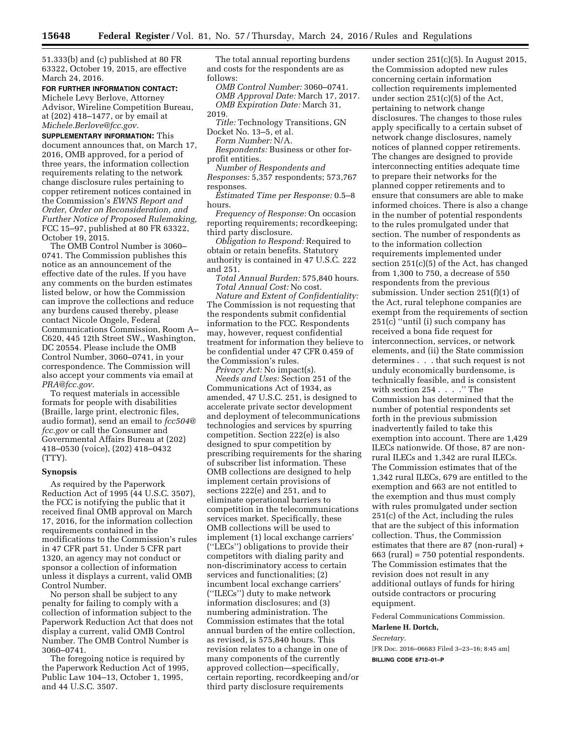51.333(b) and (c) published at 80 FR 63322, October 19, 2015, are effective March 24, 2016.

**FOR FURTHER INFORMATION CONTACT:** Michele Levy Berlove, Attorney Advisor, Wireline Competition Bureau, at (202) 418–1477, or by email at *Michele.Berlove@fcc.gov.*

**SUPPLEMENTARY INFORMATION:** This document announces that, on March 17, 2016, OMB approved, for a period of three years, the information collection requirements relating to the network change disclosure rules pertaining to copper retirement notices contained in the Commission's *EWNS Report and Order, Order on Reconsideration, and Further Notice of Proposed Rulemaking,* FCC 15–97, published at 80 FR 63322, October 19, 2015.

The OMB Control Number is 3060–0741. The Commission publishes this notice as an announcement of the effective date of the rules. If you have any comments on the burden estimates listed below, or how the Commission can improve the collections and reduce any burdens caused thereby, please contact Nicole Ongele, Federal Communications Commission, Room A–C620, 445 12th Street SW., Washington, DC 20554. Please include the OMB Control Number, 3060–0741, in your correspondence. The Commission will also accept your comments via email at *PRA@fcc.gov.*

To request materials in accessible formats for people with disabilities (Braille, large print, electronic files, audio format), send an email to *fcc504@fcc.gov* or call the Consumer and Governmental Affairs Bureau at (202) 418–0530 (voice), (202) 418–0432 (TTY).

## Synopsis

As required by the Paperwork Reduction Act of 1995 (44 U.S.C. 3507), the FCC is notifying the public that it received final OMB approval on March 17, 2016, for the information collection requirements contained in the modifications to the Commission's rules in 47 CFR part 51. Under 5 CFR part 1320, an agency may not conduct or sponsor a collection of information unless it displays a current, valid OMB Control Number.

No person shall be subject to any penalty for failing to comply with a collection of information subject to the Paperwork Reduction Act that does not display a current, valid OMB Control Number. The OMB Control Number is 3060–0741.

The foregoing notice is required by the Paperwork Reduction Act of 1995, Public Law 104–13, October 1, 1995, and 44 U.S.C. 3507.

The total annual reporting burdens and costs for the respondents are as follows:

*OMB Control Number:* 3060–0741.

*OMB Approval Date:* March 17, 2017.

*OMB Expiration Date:* March 31, 2019.

*Title:* Technology Transitions, GN Docket No. 13–5, et al.

*Form Number:* N/A.

*Respondents:* Business or other for-profit entities.

*Number of Respondents and Responses:* 5,357 respondents; 573,767 responses.

*Estimated Time per Response:* 0.5–8 hours.

*Frequency of Response:* On occasion reporting requirements; recordkeeping; third party disclosure.

*Obligation to Respond:* Required to obtain or retain benefits. Statutory authority is contained in 47 U.S.C. 222 and 251.

*Total Annual Burden:* 575,840 hours.

*Total Annual Cost:* No cost.

*Nature and Extent of Confidentiality:* The Commission is not requesting that the respondents submit confidential information to the FCC. Respondents may, however, request confidential treatment for information they believe to be confidential under 47 CFR 0.459 of the Commission's rules.

*Privacy Act:* No impact(s).

*Needs and Uses:* Section 251 of the Communications Act of 1934, as amended, 47 U.S.C. 251, is designed to accelerate private sector development and deployment of telecommunications technologies and services by spurring competition. Section 222(e) is also designed to spur competition by prescribing requirements for the sharing of subscriber list information. These OMB collections are designed to help implement certain provisions of sections 222(e) and 251, and to eliminate operational barriers to competition in the telecommunications services market. Specifically, these OMB collections will be used to implement (1) local exchange carriers' (''LECs'') obligations to provide their competitors with dialing parity and non-discriminatory access to certain services and functionalities; (2) incumbent local exchange carriers' (''ILECs'') duty to make network information disclosures; and (3) numbering administration. The Commission estimates that the total annual burden of the entire collection, as revised, is 575,840 hours. This revision relates to a change in one of many components of the currently approved collection—specifically, certain reporting, recordkeeping and/or third party disclosure requirements under section 251(c)(5). In August 2015, the Commission adopted new rules concerning certain information collection requirements implemented under section 251(c)(5) of the Act, pertaining to network change disclosures. The changes to those rules apply specifically to a certain subset of network change disclosures, namely notices of planned copper retirements. The changes are designed to provide interconnecting entities adequate time to prepare their networks for the planned copper retirements and to ensure that consumers are able to make informed choices. There is also a change in the number of potential respondents to the rules promulgated under that section. The number of respondents as to the information collection requirements implemented under section 251(c)(5) of the Act, has changed from 1,300 to 750, a decrease of 550 respondents from the previous submission. Under section 251(f)(1) of the Act, rural telephone companies are exempt from the requirements of section 251(c) ''until (i) such company has received a bona fide request for interconnection, services, or network elements, and (ii) the State commission determines . . . that such request is not unduly economically burdensome, is technically feasible, and is consistent with section 254 . . . .'' The Commission has determined that the number of potential respondents set forth in the previous submission inadvertently failed to take this exemption into account. There are 1,429 ILECs nationwide. Of those, 87 are non-rural ILECs and 1,342 are rural ILECs. The Commission estimates that of the 1,342 rural ILECs, 679 are entitled to the exemption and 663 are not entitled to the exemption and thus must comply with rules promulgated under section 251(c) of the Act, including the rules that are the subject of this information collection. Thus, the Commission estimates that there are 87 (non-rural) + 663 (rural) = 750 potential respondents. The Commission estimates that the revision does not result in any additional outlays of funds for hiring outside contractors or procuring equipment.

Federal Communications Commission.

**Marlene H. Dortch,**

*Secretary.*

[FR Doc. 2016–06683 Filed 3–23–16; 8:45 am]

**BILLING CODE 6712–01–P**